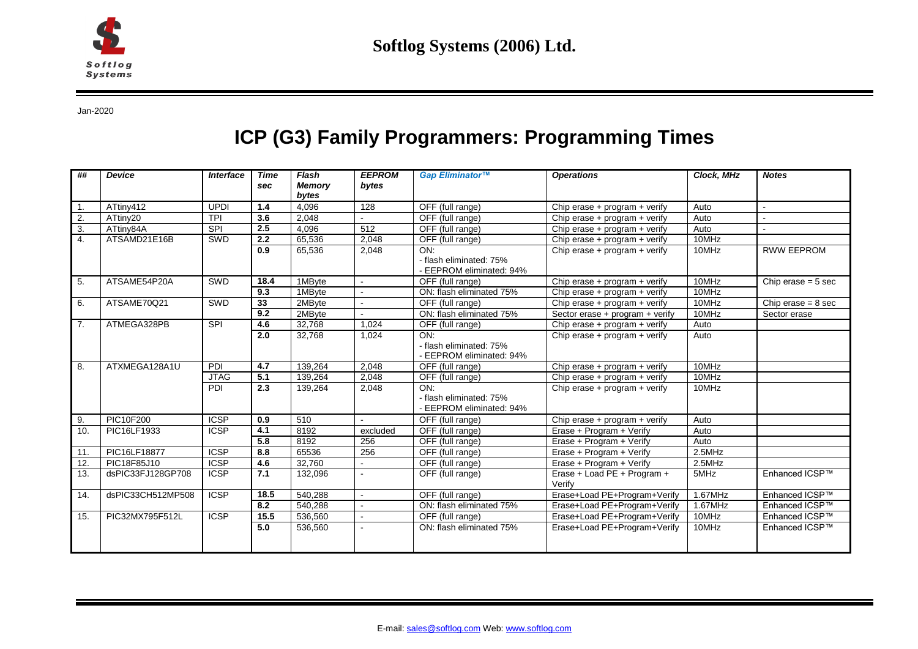Softlog Systems (2006) Ltd.

Jan-2020

# ICP (G3) Family Programmers: Programming Times

| ## | Device | Interface | Time sec | Flash Memory bytes | EEPROM bytes | Gap Eliminator™ | Operations | Clock, MHz | Notes |
|---|---|---|---|---|---|---|---|---|---|
| 1. | ATtiny412 | UPDI | 1.4 | 4,096 | 128 | OFF (full range) | Chip erase + program + verify | Auto | - |
| 2. | ATtiny20 | TPI | 3.6 | 2,048 | - | OFF (full range) | Chip erase + program + verify | Auto | - |
| 3. | ATtiny84A | SPI | 2.5 | 4,096 | 512 | OFF (full range) | Chip erase + program + verify | Auto | - |
| 4. | ATSAMD21E16B | SWD | 2.2 | 65,536 | 2,048 | OFF (full range) | Chip erase + program + verify | 10MHz | |
| | | | 0.9 | 65,536 | 2,048 | ON: - flash eliminated: 75% - EEPROM eliminated: 94% | Chip erase + program + verify | 10MHz | RWW EEPROM |
| 5. | ATSAME54P20A | SWD | 18.4 | 1MByte | - | OFF (full range) | Chip erase + program + verify | 10MHz | Chip erase = 5 sec |
| | | | 9.3 | 1MByte | - | ON: flash eliminated 75% | Chip erase + program + verify | 10MHz | |
| 6. | ATSAME70Q21 | SWD | 33 | 2MByte | - | OFF (full range) | Chip erase + program + verify | 10MHz | Chip erase = 8 sec |
| | | | 9.2 | 2MByte | - | ON: flash eliminated 75% | Sector erase + program + verify | 10MHz | Sector erase |
| 7. | ATMEGA328PB | SPI | 4.6 | 32,768 | 1,024 | OFF (full range) | Chip erase + program + verify | Auto | |
| | | | 2.0 | 32,768 | 1,024 | ON: - flash eliminated: 75% - EEPROM eliminated: 94% | Chip erase + program + verify | Auto | |
| 8. | ATXMEGA128A1U | PDI | 4.7 | 139,264 | 2,048 | OFF (full range) | Chip erase + program + verify | 10MHz | |
| | | JTAG | 5.1 | 139,264 | 2,048 | OFF (full range) | Chip erase + program + verify | 10MHz | |
| | | PDI | 2.3 | 139,264 | 2,048 | ON: - flash eliminated: 75% - EEPROM eliminated: 94% | Chip erase + program + verify | 10MHz | |
| 9. | PIC10F200 | ICSP | 0.9 | 510 | - | OFF (full range) | Chip erase + program + verify | Auto | |
| 10. | PIC16LF1933 | ICSP | 4.1 | 8192 | excluded | OFF (full range) | Erase + Program + Verify | Auto | |
| | | | 5.8 | 8192 | 256 | OFF (full range) | Erase + Program + Verify | Auto | |
| 11. | PIC16LF18877 | ICSP | 8.8 | 65536 | 256 | OFF (full range) | Erase + Program + Verify | 2.5MHz | |
| 12. | PIC18F85J10 | ICSP | 4.6 | 32,760 | - | OFF (full range) | Erase + Program + Verify | 2.5MHz | |
| 13. | dsPIC33FJ128GP708 | ICSP | 7.1 | 132,096 | - | OFF (full range) | Erase + Load PE + Program + Verify | 5MHz | Enhanced ICSP™ |
| 14. | dsPIC33CH512MP508 | ICSP | 18.5 | 540,288 | - | OFF (full range) | Erase+Load PE+Program+Verify | 1.67MHz | Enhanced ICSP™ |
| | | | 8.2 | 540,288 | - | ON: flash eliminated 75% | Erase+Load PE+Program+Verify | 1.67MHz | Enhanced ICSP™ |
| 15. | PIC32MX795F512L | ICSP | 15.5 | 536,560 | - | OFF (full range) | Erase+Load PE+Program+Verify | 10MHz | Enhanced ICSP™ |
| | | | 5.0 | 536,560 | - | ON: flash eliminated 75% | Erase+Load PE+Program+Verify | 10MHz | Enhanced ICSP™ |

E-mail: sales@softlog.com Web: www.softlog.com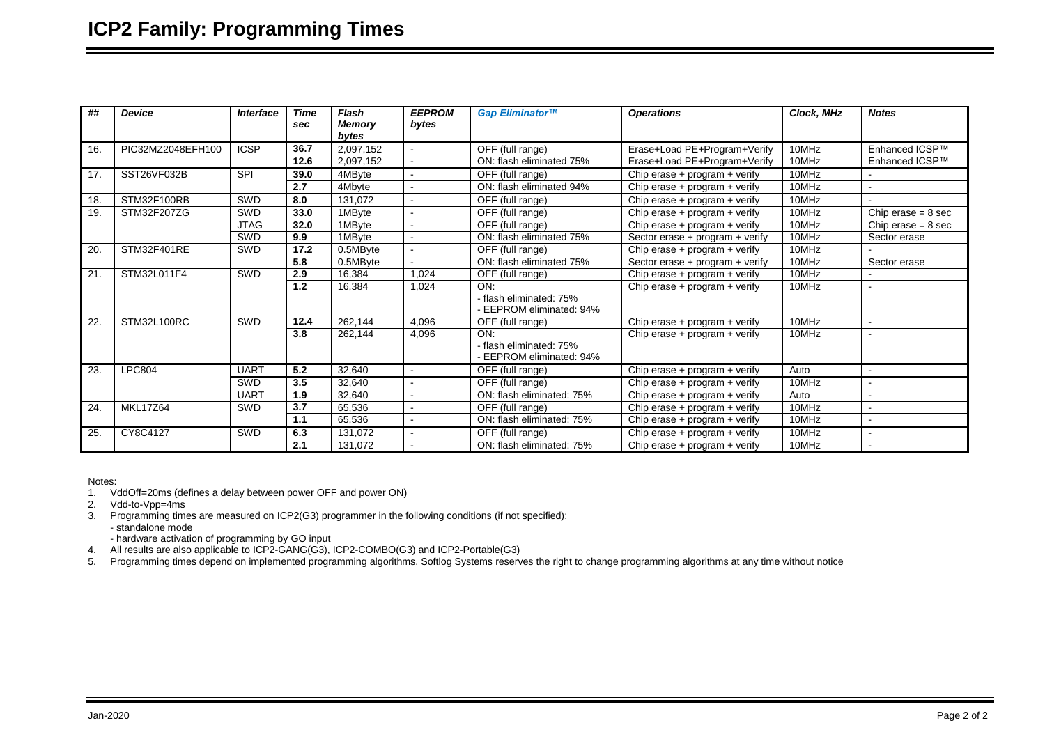# ICP2 Family: Programming Times

| ## | Device | Interface | Time sec | Flash Memory bytes | EEPROM bytes | Gap Eliminator™ | Operations | Clock, MHz | Notes |
|---|---|---|---|---|---|---|---|---|---|
| 16. | PIC32MZ2048EFH100 | ICSP | **36.7** | 2,097,152 | - | OFF (full range) | Erase+Load PE+Program+Verify | 10MHz | Enhanced ICSP™ |
| | | | **12.6** | 2,097,152 | - | ON: flash eliminated 75% | Erase+Load PE+Program+Verify | 10MHz | Enhanced ICSP™ |
| 17. | SST26VF032B | SPI | **39.0** | 4MByte | - | OFF (full range) | Chip erase + program + verify | 10MHz | - |
| | | | **2.7** | 4Mbyte | - | ON: flash eliminated 94% | Chip erase + program + verify | 10MHz | - |
| 18. | STM32F100RB | SWD | **8.0** | 131,072 | - | OFF (full range) | Chip erase + program + verify | 10MHz | - |
| 19. | STM32F207ZG | SWD | **33.0** | 1MByte | - | OFF (full range) | Chip erase + program + verify | 10MHz | Chip erase = 8 sec |
| | | JTAG | **32.0** | 1MByte | - | OFF (full range) | Chip erase + program + verify | 10MHz | Chip erase = 8 sec |
| | | SWD | **9.9** | 1MByte | - | ON: flash eliminated 75% | Sector erase + program + verify | 10MHz | Sector erase |
| 20. | STM32F401RE | SWD | **17.2** | 0.5MByte | - | OFF (full range) | Chip erase + program + verify | 10MHz | - |
| | | | **5.8** | 0.5MByte | - | ON: flash eliminated 75% | Sector erase + program + verify | 10MHz | Sector erase |
| 21. | STM32L011F4 | SWD | **2.9** | 16,384 | 1,024 | OFF (full range) | Chip erase + program + verify | 10MHz | - |
| | | | **1.2** | 16,384 | 1,024 | ON:<br>- flash eliminated: 75%<br>- EEPROM eliminated: 94% | Chip erase + program + verify | 10MHz | - |
| 22. | STM32L100RC | SWD | **12.4** | 262,144 | 4,096 | OFF (full range) | Chip erase + program + verify | 10MHz | - |
| | | | **3.8** | 262,144 | 4,096 | ON:<br>- flash eliminated: 75%<br>- EEPROM eliminated: 94% | Chip erase + program + verify | 10MHz | - |
| 23. | LPC804 | UART | **5.2** | 32,640 | - | OFF (full range) | Chip erase + program + verify | Auto | - |
| | | SWD | **3.5** | 32,640 | - | OFF (full range) | Chip erase + program + verify | 10MHz | - |
| | | UART | **1.9** | 32,640 | - | ON: flash eliminated: 75% | Chip erase + program + verify | Auto | - |
| 24. | MKL17Z64 | SWD | **3.7** | 65,536 | - | OFF (full range) | Chip erase + program + verify | 10MHz | - |
| | | | **1.1** | 65,536 | - | ON: flash eliminated: 75% | Chip erase + program + verify | 10MHz | - |
| 25. | CY8C4127 | SWD | **6.3** | 131,072 | - | OFF (full range) | Chip erase + program + verify | 10MHz | - |
| | | | **2.1** | 131,072 | - | ON: flash eliminated: 75% | Chip erase + program + verify | 10MHz | - |

Notes:

1. VddOff=20ms (defines a delay between power OFF and power ON)
2. Vdd-to-Vpp=4ms
3. Programming times are measured on ICP2(G3) programmer in the following conditions (if not specified):
   - standalone mode
   - hardware activation of programming by GO input
4. All results are also applicable to ICP2-GANG(G3), ICP2-COMBO(G3) and ICP2-Portable(G3)
5. Programming times depend on implemented programming algorithms. Softlog Systems reserves the right to change programming algorithms at any time without notice

Jan-2020